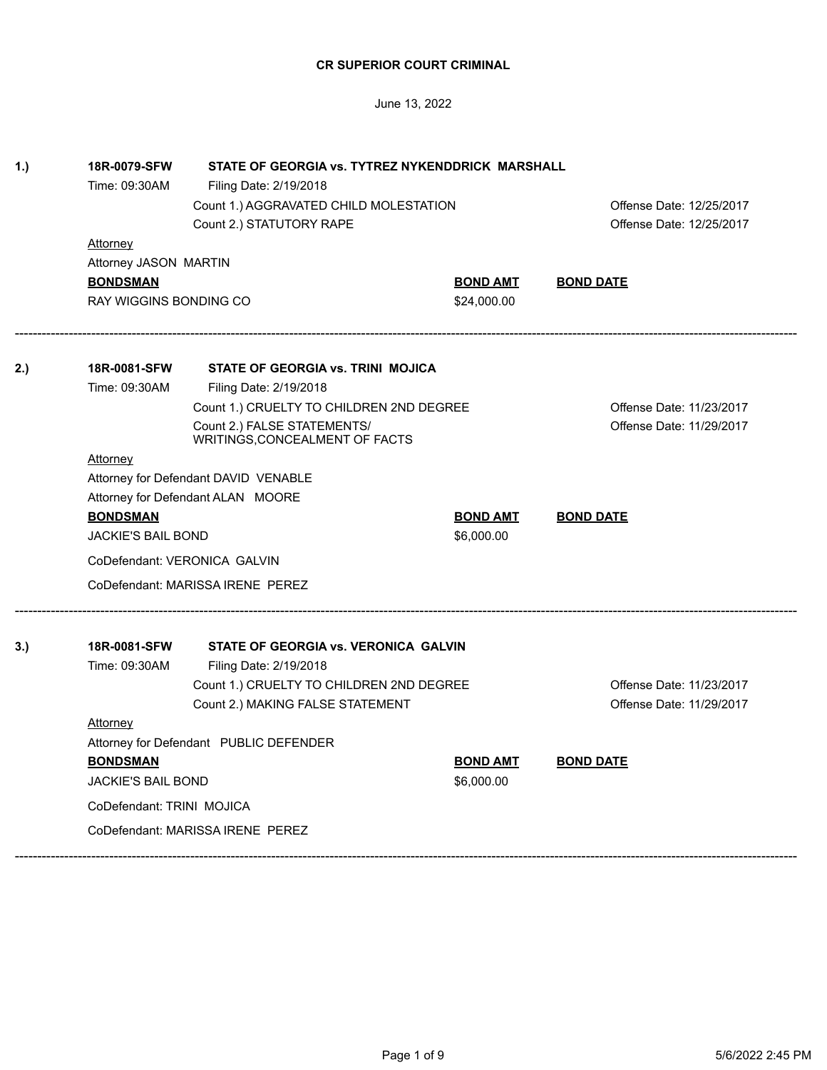# CR SUPERIOR COURT CRIMINAL

June 13, 2022

**1.)** **18R-0079-SFW** **STATE OF GEORGIA vs. TYTREZ NYKENDDRICK MARSHALL**

Time: 09:30AM Filing Date: 2/19/2018

Count 1.) AGGRAVATED CHILD MOLESTATION — Offense Date: 12/25/2017

Count 2.) STATUTORY RAPE — Offense Date: 12/25/2017

Attorney

Attorney JASON MARTIN

| BONDSMAN | BOND AMT | BOND DATE |
|---|---|---|
| RAY WIGGINS BONDING CO | $24,000.00 | |

---

**2.)** **18R-0081-SFW** **STATE OF GEORGIA vs. TRINI MOJICA**

Time: 09:30AM Filing Date: 2/19/2018

Count 1.) CRUELTY TO CHILDREN 2ND DEGREE — Offense Date: 11/23/2017

Count 2.) FALSE STATEMENTS/ WRITINGS,CONCEALMENT OF FACTS — Offense Date: 11/29/2017

Attorney

Attorney for Defendant DAVID VENABLE

Attorney for Defendant ALAN MOORE

| BONDSMAN | BOND AMT | BOND DATE |
|---|---|---|
| JACKIE'S BAIL BOND | $6,000.00 | |

CoDefendant: VERONICA GALVIN

CoDefendant: MARISSA IRENE PEREZ

---

**3.)** **18R-0081-SFW** **STATE OF GEORGIA vs. VERONICA GALVIN**

Time: 09:30AM Filing Date: 2/19/2018

Count 1.) CRUELTY TO CHILDREN 2ND DEGREE — Offense Date: 11/23/2017

Count 2.) MAKING FALSE STATEMENT — Offense Date: 11/29/2017

Attorney

Attorney for Defendant PUBLIC DEFENDER

| BONDSMAN | BOND AMT | BOND DATE |
|---|---|---|
| JACKIE'S BAIL BOND | $6,000.00 | |

CoDefendant: TRINI MOJICA

CoDefendant: MARISSA IRENE PEREZ

---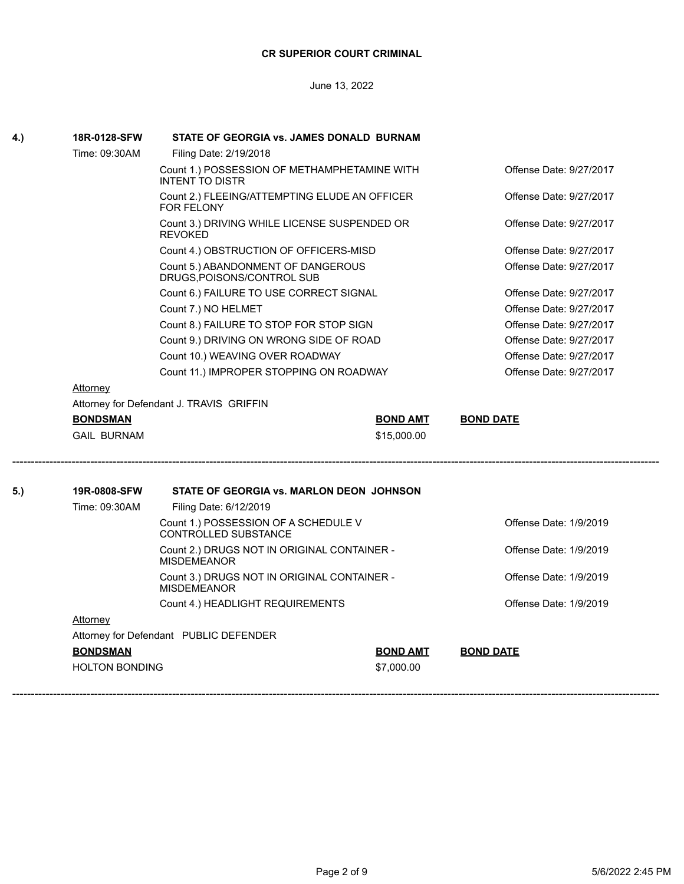**CR SUPERIOR COURT CRIMINAL**

June 13, 2022

**4.)** **18R-0128-SFW** **STATE OF GEORGIA vs. JAMES DONALD BURNAM**

Time: 09:30AM — Filing Date: 2/19/2018

| Count | Offense Date |
|---|---|
| Count 1.) POSSESSION OF METHAMPHETAMINE WITH INTENT TO DISTR | Offense Date: 9/27/2017 |
| Count 2.) FLEEING/ATTEMPTING ELUDE AN OFFICER FOR FELONY | Offense Date: 9/27/2017 |
| Count 3.) DRIVING WHILE LICENSE SUSPENDED OR REVOKED | Offense Date: 9/27/2017 |
| Count 4.) OBSTRUCTION OF OFFICERS-MISD | Offense Date: 9/27/2017 |
| Count 5.) ABANDONMENT OF DANGEROUS DRUGS,POISONS/CONTROL SUB | Offense Date: 9/27/2017 |
| Count 6.) FAILURE TO USE CORRECT SIGNAL | Offense Date: 9/27/2017 |
| Count 7.) NO HELMET | Offense Date: 9/27/2017 |
| Count 8.) FAILURE TO STOP FOR STOP SIGN | Offense Date: 9/27/2017 |
| Count 9.) DRIVING ON WRONG SIDE OF ROAD | Offense Date: 9/27/2017 |
| Count 10.) WEAVING OVER ROADWAY | Offense Date: 9/27/2017 |
| Count 11.) IMPROPER STOPPING ON ROADWAY | Offense Date: 9/27/2017 |

Attorney

Attorney for Defendant J. TRAVIS GRIFFIN

| BONDSMAN | BOND AMT | BOND DATE |
|---|---|---|
| GAIL BURNAM | $15,000.00 | |

---

**5.)** **19R-0808-SFW** **STATE OF GEORGIA vs. MARLON DEON JOHNSON**

Time: 09:30AM — Filing Date: 6/12/2019

| Count | Offense Date |
|---|---|
| Count 1.) POSSESSION OF A SCHEDULE V CONTROLLED SUBSTANCE | Offense Date: 1/9/2019 |
| Count 2.) DRUGS NOT IN ORIGINAL CONTAINER - MISDEMEANOR | Offense Date: 1/9/2019 |
| Count 3.) DRUGS NOT IN ORIGINAL CONTAINER - MISDEMEANOR | Offense Date: 1/9/2019 |
| Count 4.) HEADLIGHT REQUIREMENTS | Offense Date: 1/9/2019 |

Attorney

Attorney for Defendant PUBLIC DEFENDER

| BONDSMAN | BOND AMT | BOND DATE |
|---|---|---|
| HOLTON BONDING | $7,000.00 | |

---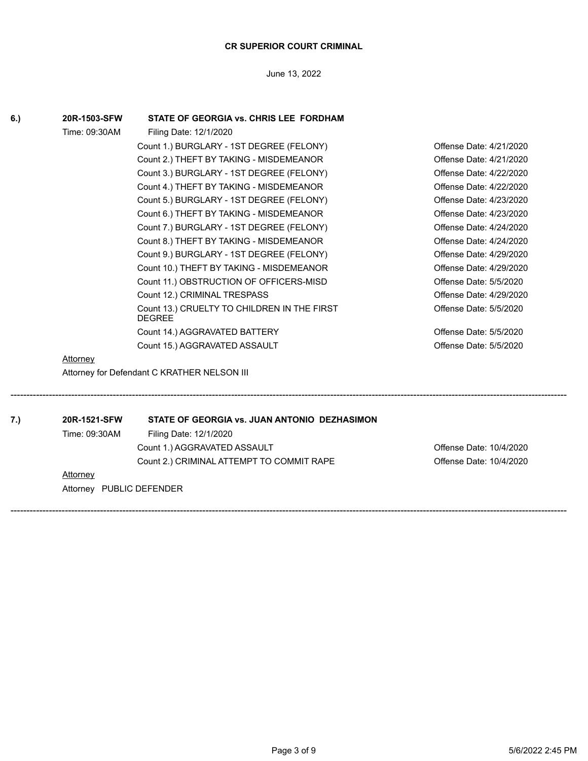**CR SUPERIOR COURT CRIMINAL**

June 13, 2022

**6.) 20R-1503-SFW STATE OF GEORGIA vs. CHRIS LEE FORDHAM**

Time: 09:30AM Filing Date: 12/1/2020

| Count | Offense Date |
|---|---|
| Count 1.) BURGLARY - 1ST DEGREE (FELONY) | Offense Date: 4/21/2020 |
| Count 2.) THEFT BY TAKING - MISDEMEANOR | Offense Date: 4/21/2020 |
| Count 3.) BURGLARY - 1ST DEGREE (FELONY) | Offense Date: 4/22/2020 |
| Count 4.) THEFT BY TAKING - MISDEMEANOR | Offense Date: 4/22/2020 |
| Count 5.) BURGLARY - 1ST DEGREE (FELONY) | Offense Date: 4/23/2020 |
| Count 6.) THEFT BY TAKING - MISDEMEANOR | Offense Date: 4/23/2020 |
| Count 7.) BURGLARY - 1ST DEGREE (FELONY) | Offense Date: 4/24/2020 |
| Count 8.) THEFT BY TAKING - MISDEMEANOR | Offense Date: 4/24/2020 |
| Count 9.) BURGLARY - 1ST DEGREE (FELONY) | Offense Date: 4/29/2020 |
| Count 10.) THEFT BY TAKING - MISDEMEANOR | Offense Date: 4/29/2020 |
| Count 11.) OBSTRUCTION OF OFFICERS-MISD | Offense Date: 5/5/2020 |
| Count 12.) CRIMINAL TRESPASS | Offense Date: 4/29/2020 |
| Count 13.) CRUELTY TO CHILDREN IN THE FIRST DEGREE | Offense Date: 5/5/2020 |
| Count 14.) AGGRAVATED BATTERY | Offense Date: 5/5/2020 |
| Count 15.) AGGRAVATED ASSAULT | Offense Date: 5/5/2020 |

Attorney

Attorney for Defendant C KRATHER NELSON III

---

**7.) 20R-1521-SFW STATE OF GEORGIA vs. JUAN ANTONIO DEZHASIMON**

Time: 09:30AM Filing Date: 12/1/2020

| Count | Offense Date |
|---|---|
| Count 1.) AGGRAVATED ASSAULT | Offense Date: 10/4/2020 |
| Count 2.) CRIMINAL ATTEMPT TO COMMIT RAPE | Offense Date: 10/4/2020 |

Attorney

Attorney PUBLIC DEFENDER

---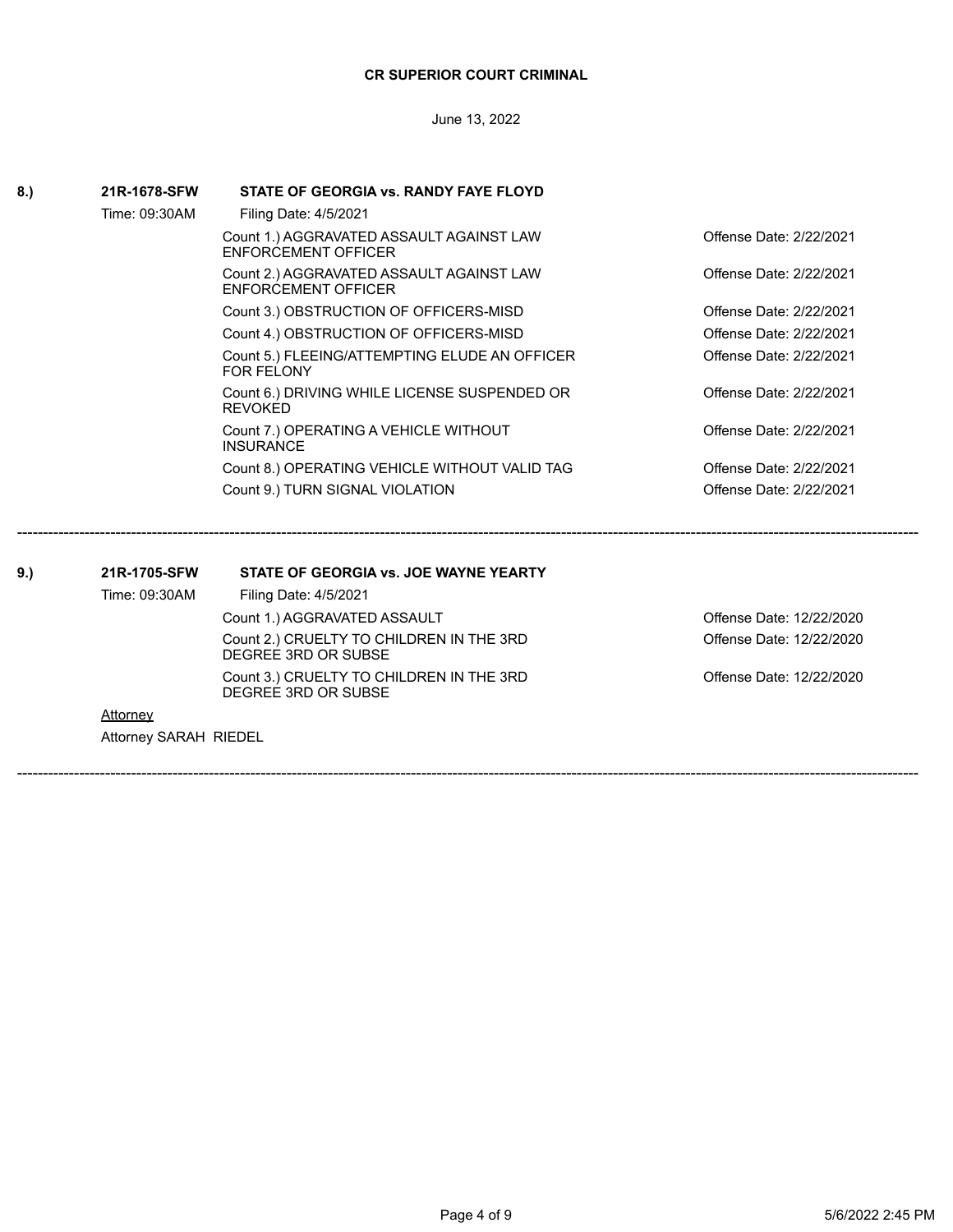**CR SUPERIOR COURT CRIMINAL**

June 13, 2022

**8.) 21R-1678-SFW STATE OF GEORGIA vs. RANDY FAYE FLOYD**

Time: 09:30AM

Filing Date: 4/5/2021

| Count | Offense Date |
|---|---|
| Count 1.) AGGRAVATED ASSAULT AGAINST LAW ENFORCEMENT OFFICER | Offense Date: 2/22/2021 |
| Count 2.) AGGRAVATED ASSAULT AGAINST LAW ENFORCEMENT OFFICER | Offense Date: 2/22/2021 |
| Count 3.) OBSTRUCTION OF OFFICERS-MISD | Offense Date: 2/22/2021 |
| Count 4.) OBSTRUCTION OF OFFICERS-MISD | Offense Date: 2/22/2021 |
| Count 5.) FLEEING/ATTEMPTING ELUDE AN OFFICER FOR FELONY | Offense Date: 2/22/2021 |
| Count 6.) DRIVING WHILE LICENSE SUSPENDED OR REVOKED | Offense Date: 2/22/2021 |
| Count 7.) OPERATING A VEHICLE WITHOUT INSURANCE | Offense Date: 2/22/2021 |
| Count 8.) OPERATING VEHICLE WITHOUT VALID TAG | Offense Date: 2/22/2021 |
| Count 9.) TURN SIGNAL VIOLATION | Offense Date: 2/22/2021 |

---

**9.) 21R-1705-SFW STATE OF GEORGIA vs. JOE WAYNE YEARTY**

Time: 09:30AM

Filing Date: 4/5/2021

| Count | Offense Date |
|---|---|
| Count 1.) AGGRAVATED ASSAULT | Offense Date: 12/22/2020 |
| Count 2.) CRUELTY TO CHILDREN IN THE 3RD DEGREE 3RD OR SUBSE | Offense Date: 12/22/2020 |
| Count 3.) CRUELTY TO CHILDREN IN THE 3RD DEGREE 3RD OR SUBSE | Offense Date: 12/22/2020 |

Attorney

Attorney SARAH RIEDEL

---

5/6/2022 2:45 PM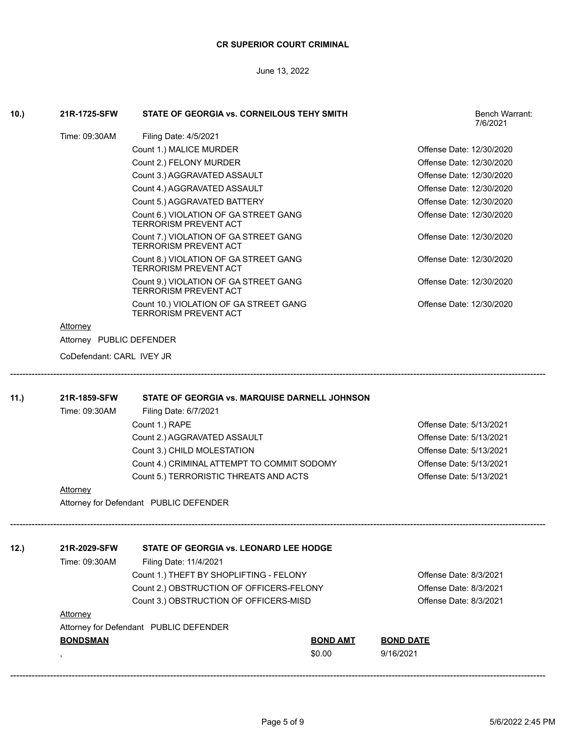**CR SUPERIOR COURT CRIMINAL**

June 13, 2022

**10.)** **21R-1725-SFW** **STATE OF GEORGIA vs. CORNEILOUS TEHY SMITH** Bench Warrant: 7/6/2021

Time: 09:30AM Filing Date: 4/5/2021

| Count | Offense Date |
|---|---|
| Count 1.) MALICE MURDER | Offense Date: 12/30/2020 |
| Count 2.) FELONY MURDER | Offense Date: 12/30/2020 |
| Count 3.) AGGRAVATED ASSAULT | Offense Date: 12/30/2020 |
| Count 4.) AGGRAVATED ASSAULT | Offense Date: 12/30/2020 |
| Count 5.) AGGRAVATED BATTERY | Offense Date: 12/30/2020 |
| Count 6.) VIOLATION OF GA STREET GANG TERRORISM PREVENT ACT | Offense Date: 12/30/2020 |
| Count 7.) VIOLATION OF GA STREET GANG TERRORISM PREVENT ACT | Offense Date: 12/30/2020 |
| Count 8.) VIOLATION OF GA STREET GANG TERRORISM PREVENT ACT | Offense Date: 12/30/2020 |
| Count 9.) VIOLATION OF GA STREET GANG TERRORISM PREVENT ACT | Offense Date: 12/30/2020 |
| Count 10.) VIOLATION OF GA STREET GANG TERRORISM PREVENT ACT | Offense Date: 12/30/2020 |

Attorney

Attorney PUBLIC DEFENDER

CoDefendant: CARL IVEY JR

---

**11.)** **21R-1859-SFW** **STATE OF GEORGIA vs. MARQUISE DARNELL JOHNSON**

Time: 09:30AM Filing Date: 6/7/2021

| Count | Offense Date |
|---|---|
| Count 1.) RAPE | Offense Date: 5/13/2021 |
| Count 2.) AGGRAVATED ASSAULT | Offense Date: 5/13/2021 |
| Count 3.) CHILD MOLESTATION | Offense Date: 5/13/2021 |
| Count 4.) CRIMINAL ATTEMPT TO COMMIT SODOMY | Offense Date: 5/13/2021 |
| Count 5.) TERRORISTIC THREATS AND ACTS | Offense Date: 5/13/2021 |

Attorney

Attorney for Defendant PUBLIC DEFENDER

---

**12.)** **21R-2029-SFW** **STATE OF GEORGIA vs. LEONARD LEE HODGE**

Time: 09:30AM Filing Date: 11/4/2021

| Count | Offense Date |
|---|---|
| Count 1.) THEFT BY SHOPLIFTING - FELONY | Offense Date: 8/3/2021 |
| Count 2.) OBSTRUCTION OF OFFICERS-FELONY | Offense Date: 8/3/2021 |
| Count 3.) OBSTRUCTION OF OFFICERS-MISD | Offense Date: 8/3/2021 |

Attorney

Attorney for Defendant PUBLIC DEFENDER

| BONDSMAN | BOND AMT | BOND DATE |
|---|---|---|
| , | $0.00 | 9/16/2021 |

---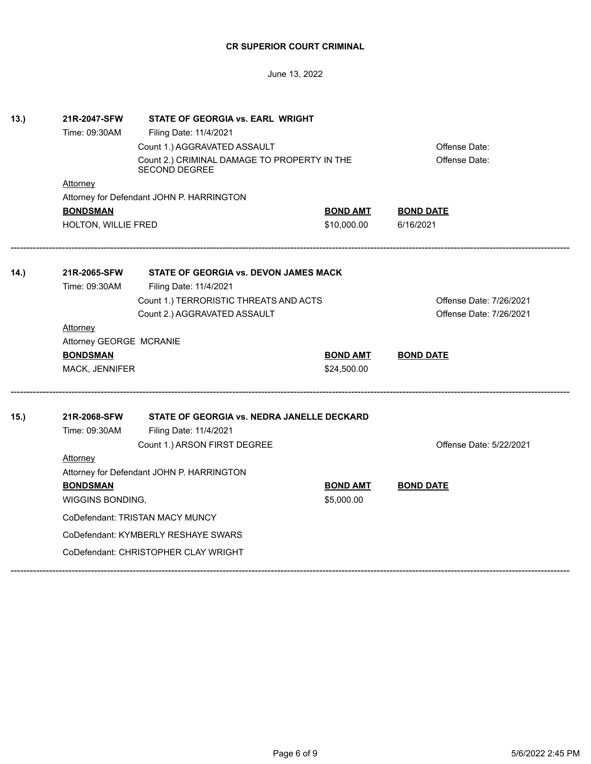**CR SUPERIOR COURT CRIMINAL**

June 13, 2022

**13.)** **21R-2047-SFW** **STATE OF GEORGIA vs. EARL WRIGHT**

Time: 09:30AM Filing Date: 11/4/2021

Count 1.) AGGRAVATED ASSAULT — Offense Date:

Count 2.) CRIMINAL DAMAGE TO PROPERTY IN THE SECOND DEGREE — Offense Date:

Attorney

Attorney for Defendant JOHN P. HARRINGTON

| **BONDSMAN** | **BOND AMT** | **BOND DATE** |
|---|---|---|
| HOLTON, WILLIE FRED | $10,000.00 | 6/16/2021 |

---

**14.)** **21R-2065-SFW** **STATE OF GEORGIA vs. DEVON JAMES MACK**

Time: 09:30AM Filing Date: 11/4/2021

Count 1.) TERRORISTIC THREATS AND ACTS — Offense Date: 7/26/2021

Count 2.) AGGRAVATED ASSAULT — Offense Date: 7/26/2021

Attorney

Attorney GEORGE MCRANIE

| **BONDSMAN** | **BOND AMT** | **BOND DATE** |
|---|---|---|
| MACK, JENNIFER | $24,500.00 | |

---

**15.)** **21R-2068-SFW** **STATE OF GEORGIA vs. NEDRA JANELLE DECKARD**

Time: 09:30AM Filing Date: 11/4/2021

Count 1.) ARSON FIRST DEGREE — Offense Date: 5/22/2021

Attorney

Attorney for Defendant JOHN P. HARRINGTON

| **BONDSMAN** | **BOND AMT** | **BOND DATE** |
|---|---|---|
| WIGGINS BONDING, | $5,000.00 | |

CoDefendant: TRISTAN MACY MUNCY

CoDefendant: KYMBERLY RESHAYE SWARS

CoDefendant: CHRISTOPHER CLAY WRIGHT

---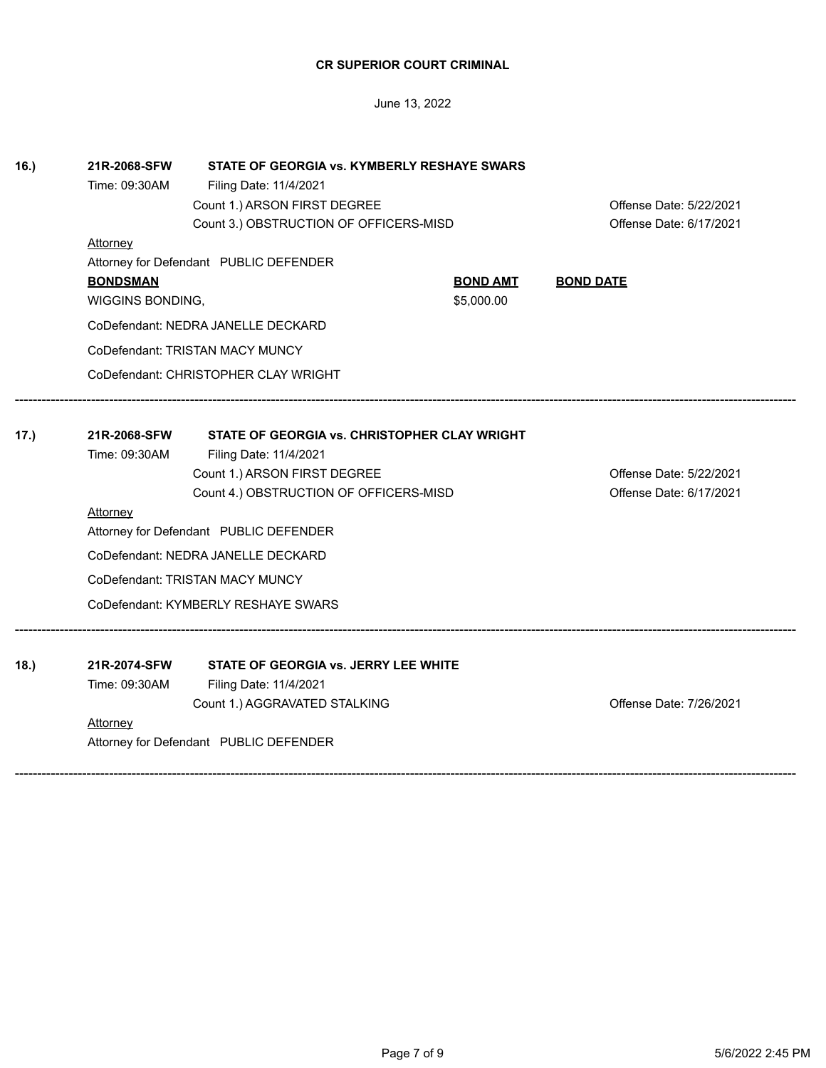**CR SUPERIOR COURT CRIMINAL**

June 13, 2022

**16.)** **21R-2068-SFW** **STATE OF GEORGIA vs. KYMBERLY RESHAYE SWARS**

Time: 09:30AM Filing Date: 11/4/2021

Count 1.) ARSON FIRST DEGREE — Offense Date: 5/22/2021

Count 3.) OBSTRUCTION OF OFFICERS-MISD — Offense Date: 6/17/2021

Attorney

Attorney for Defendant PUBLIC DEFENDER

| BONDSMAN | BOND AMT | BOND DATE |
|---|---|---|
| WIGGINS BONDING, | $5,000.00 | |

CoDefendant: NEDRA JANELLE DECKARD

CoDefendant: TRISTAN MACY MUNCY

CoDefendant: CHRISTOPHER CLAY WRIGHT

---

**17.)** **21R-2068-SFW** **STATE OF GEORGIA vs. CHRISTOPHER CLAY WRIGHT**

Time: 09:30AM Filing Date: 11/4/2021

Count 1.) ARSON FIRST DEGREE — Offense Date: 5/22/2021

Count 4.) OBSTRUCTION OF OFFICERS-MISD — Offense Date: 6/17/2021

Attorney

Attorney for Defendant PUBLIC DEFENDER

CoDefendant: NEDRA JANELLE DECKARD

CoDefendant: TRISTAN MACY MUNCY

CoDefendant: KYMBERLY RESHAYE SWARS

---

**18.)** **21R-2074-SFW** **STATE OF GEORGIA vs. JERRY LEE WHITE**

Time: 09:30AM Filing Date: 11/4/2021

Count 1.) AGGRAVATED STALKING — Offense Date: 7/26/2021

Attorney

Attorney for Defendant PUBLIC DEFENDER

---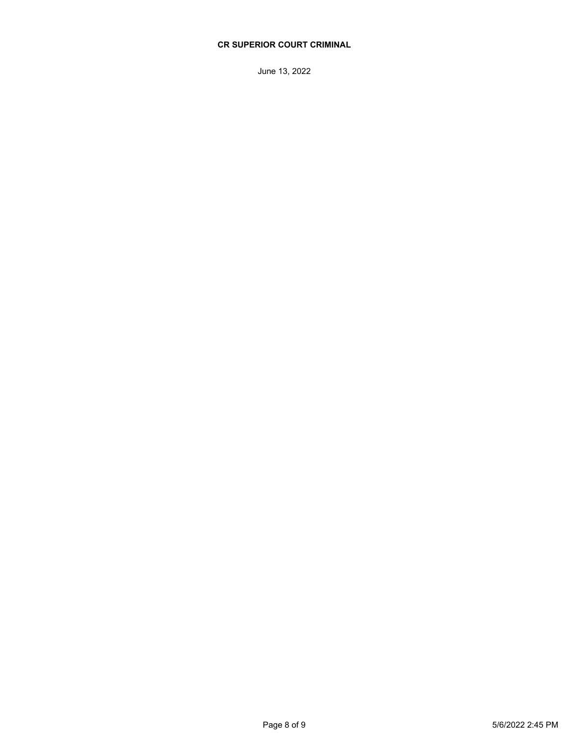**CR SUPERIOR COURT CRIMINAL**

June 13, 2022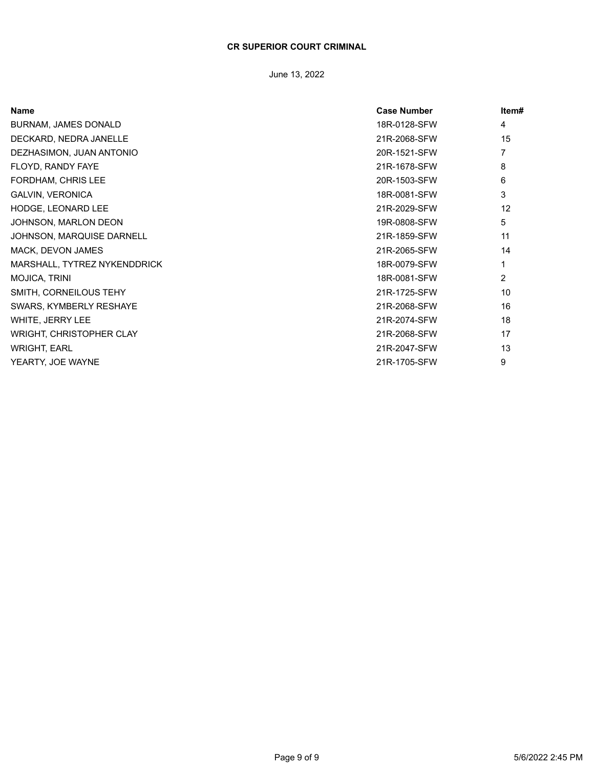**CR SUPERIOR COURT CRIMINAL**

June 13, 2022

| Name | Case Number | Item# |
|---|---|---|
| BURNAM, JAMES DONALD | 18R-0128-SFW | 4 |
| DECKARD, NEDRA JANELLE | 21R-2068-SFW | 15 |
| DEZHASIMON, JUAN ANTONIO | 20R-1521-SFW | 7 |
| FLOYD, RANDY FAYE | 21R-1678-SFW | 8 |
| FORDHAM, CHRIS LEE | 20R-1503-SFW | 6 |
| GALVIN, VERONICA | 18R-0081-SFW | 3 |
| HODGE, LEONARD LEE | 21R-2029-SFW | 12 |
| JOHNSON, MARLON DEON | 19R-0808-SFW | 5 |
| JOHNSON, MARQUISE DARNELL | 21R-1859-SFW | 11 |
| MACK, DEVON JAMES | 21R-2065-SFW | 14 |
| MARSHALL, TYTREZ NYKENDDRICK | 18R-0079-SFW | 1 |
| MOJICA, TRINI | 18R-0081-SFW | 2 |
| SMITH, CORNEILOUS TEHY | 21R-1725-SFW | 10 |
| SWARS, KYMBERLY RESHAYE | 21R-2068-SFW | 16 |
| WHITE, JERRY LEE | 21R-2074-SFW | 18 |
| WRIGHT, CHRISTOPHER CLAY | 21R-2068-SFW | 17 |
| WRIGHT, EARL | 21R-2047-SFW | 13 |
| YEARTY, JOE WAYNE | 21R-1705-SFW | 9 |

5/6/2022 2:45 PM